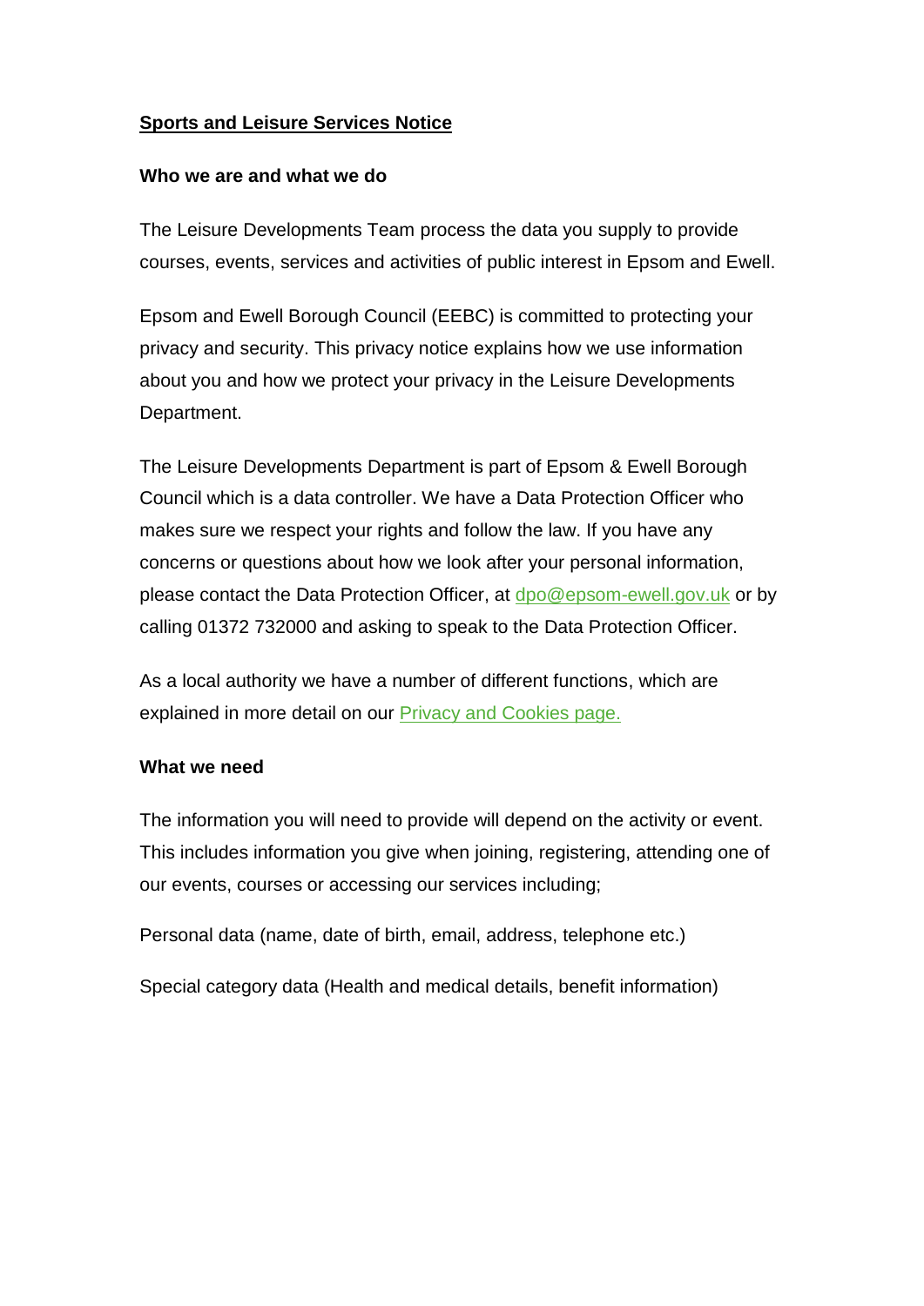# Sports and Leisure Services Notice

## Who we are and what we do

The Leisure Developments Team process the data you supply to provide courses, events, services and activities of public interest in Epsom and Ewell.

Epsom and Ewell Borough Council (EEBC) is committed to protecting your privacy and security. This privacy notice explains how we use information about you and how we protect your privacy in the Leisure Developments Department.

The Leisure Developments Department is part of Epsom & Ewell Borough Council which is a data controller. We have a Data Protection Officer who makes sure we respect your rights and follow the law. If you have any concerns or questions about how we look after your personal information, please contact the Data Protection Officer, at dpo@epsom-ewell.gov.uk or by calling 01372 732000 and asking to speak to the Data Protection Officer.

As a local authority we have a number of different functions, which are explained in more detail on our Privacy and Cookies page.

## What we need

The information you will need to provide will depend on the activity or event. This includes information you give when joining, registering, attending one of our events, courses or accessing our services including;

Personal data (name, date of birth, email, address, telephone etc.)

Special category data (Health and medical details, benefit information)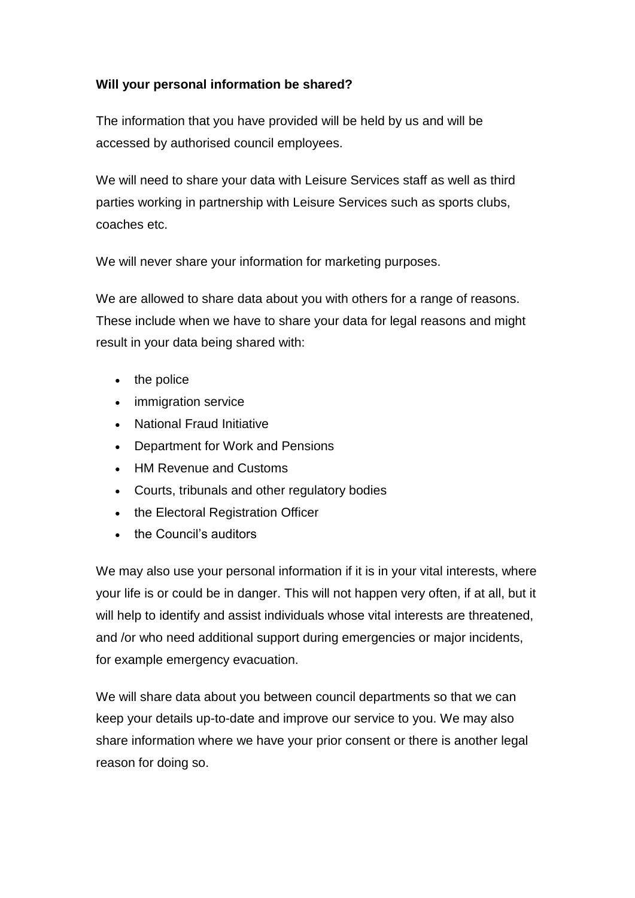**Will your personal information be shared?**

The information that you have provided will be held by us and will be accessed by authorised council employees.

We will need to share your data with Leisure Services staff as well as third parties working in partnership with Leisure Services such as sports clubs, coaches etc.

We will never share your information for marketing purposes.

We are allowed to share data about you with others for a range of reasons. These include when we have to share your data for legal reasons and might result in your data being shared with:

- the police
- immigration service
- National Fraud Initiative
- Department for Work and Pensions
- HM Revenue and Customs
- Courts, tribunals and other regulatory bodies
- the Electoral Registration Officer
- the Council's auditors

We may also use your personal information if it is in your vital interests, where your life is or could be in danger. This will not happen very often, if at all, but it will help to identify and assist individuals whose vital interests are threatened, and /or who need additional support during emergencies or major incidents, for example emergency evacuation.

We will share data about you between council departments so that we can keep your details up-to-date and improve our service to you. We may also share information where we have your prior consent or there is another legal reason for doing so.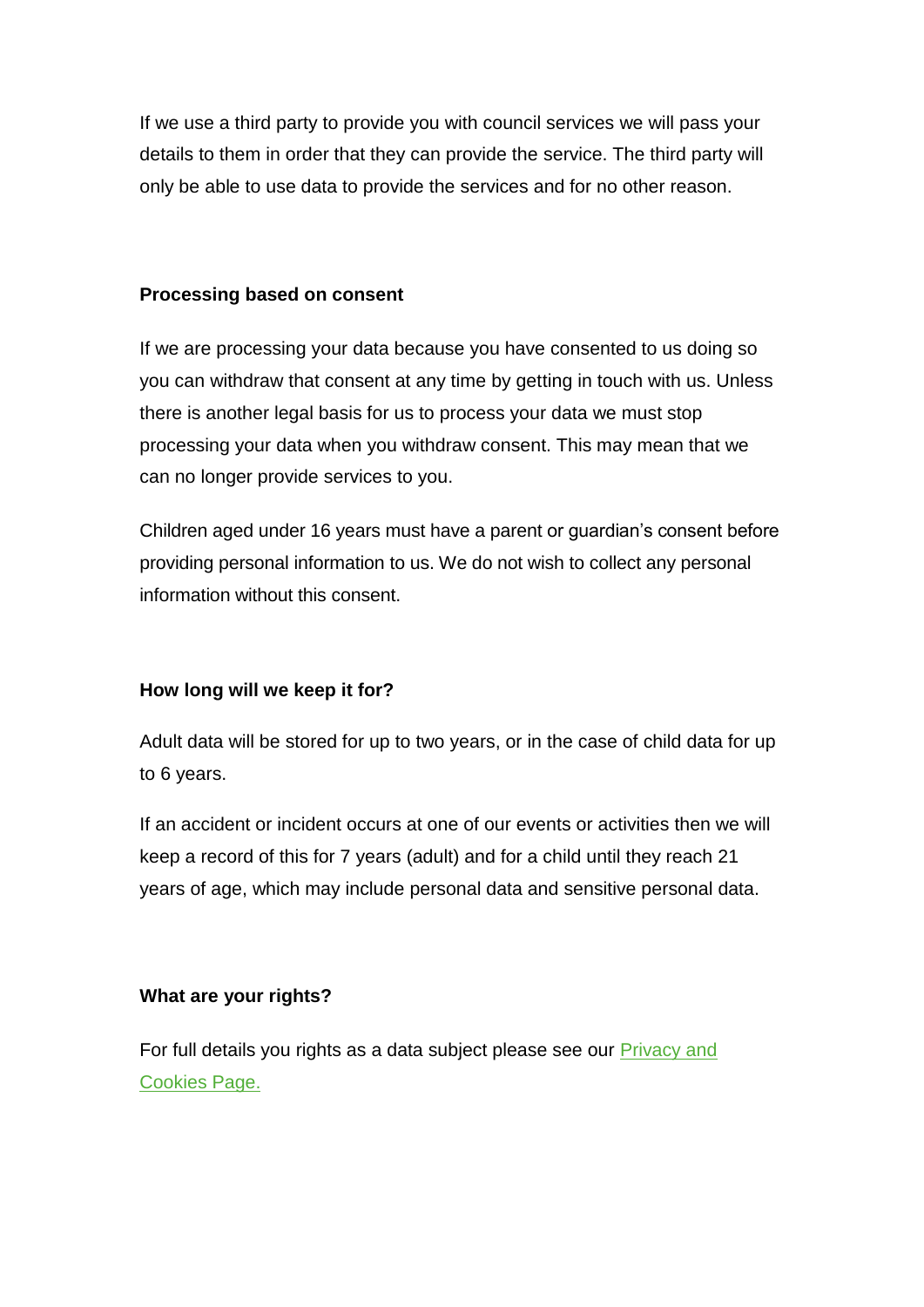If we use a third party to provide you with council services we will pass your details to them in order that they can provide the service. The third party will only be able to use data to provide the services and for no other reason.

**Processing based on consent**

If we are processing your data because you have consented to us doing so you can withdraw that consent at any time by getting in touch with us. Unless there is another legal basis for us to process your data we must stop processing your data when you withdraw consent. This may mean that we can no longer provide services to you.

Children aged under 16 years must have a parent or guardian's consent before providing personal information to us. We do not wish to collect any personal information without this consent.

**How long will we keep it for?**

Adult data will be stored for up to two years, or in the case of child data for up to 6 years.

If an accident or incident occurs at one of our events or activities then we will keep a record of this for 7 years (adult) and for a child until they reach 21 years of age, which may include personal data and sensitive personal data.

**What are your rights?**

For full details you rights as a data subject please see our Privacy and Cookies Page.